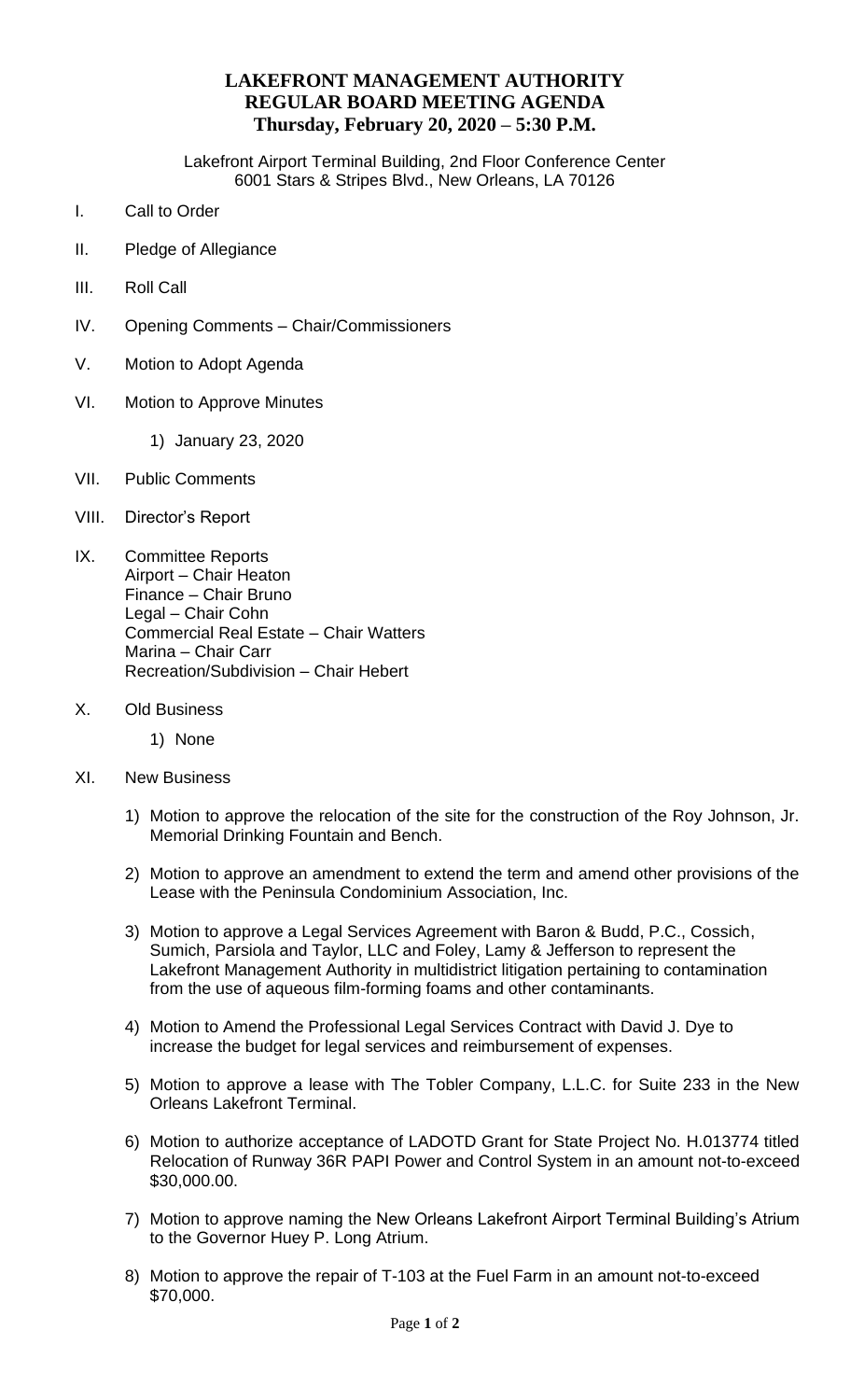# LAKEFRONT MANAGEMENT AUTHORITY
# REGULAR BOARD MEETING AGENDA
## Thursday, February 20, 2020 – 5:30 P.M.

Lakefront Airport Terminal Building, 2nd Floor Conference Center
6001 Stars & Stripes Blvd., New Orleans, LA 70126

I. Call to Order

II. Pledge of Allegiance

III. Roll Call

IV. Opening Comments – Chair/Commissioners

V. Motion to Adopt Agenda

VI. Motion to Approve Minutes

1) January 23, 2020

VII. Public Comments

VIII. Director's Report

IX. Committee Reports
Airport – Chair Heaton
Finance – Chair Bruno
Legal – Chair Cohn
Commercial Real Estate – Chair Watters
Marina – Chair Carr
Recreation/Subdivision – Chair Hebert

X. Old Business

1) None

XI. New Business

1) Motion to approve the relocation of the site for the construction of the Roy Johnson, Jr. Memorial Drinking Fountain and Bench.

2) Motion to approve an amendment to extend the term and amend other provisions of the Lease with the Peninsula Condominium Association, Inc.

3) Motion to approve a Legal Services Agreement with Baron & Budd, P.C., Cossich, Sumich, Parsiola and Taylor, LLC and Foley, Lamy & Jefferson to represent the Lakefront Management Authority in multidistrict litigation pertaining to contamination from the use of aqueous film-forming foams and other contaminants.

4) Motion to Amend the Professional Legal Services Contract with David J. Dye to increase the budget for legal services and reimbursement of expenses.

5) Motion to approve a lease with The Tobler Company, L.L.C. for Suite 233 in the New Orleans Lakefront Terminal.

6) Motion to authorize acceptance of LADOTD Grant for State Project No. H.013774 titled Relocation of Runway 36R PAPI Power and Control System in an amount not-to-exceed $30,000.00.

7) Motion to approve naming the New Orleans Lakefront Airport Terminal Building's Atrium to the Governor Huey P. Long Atrium.

8) Motion to approve the repair of T-103 at the Fuel Farm in an amount not-to-exceed $70,000.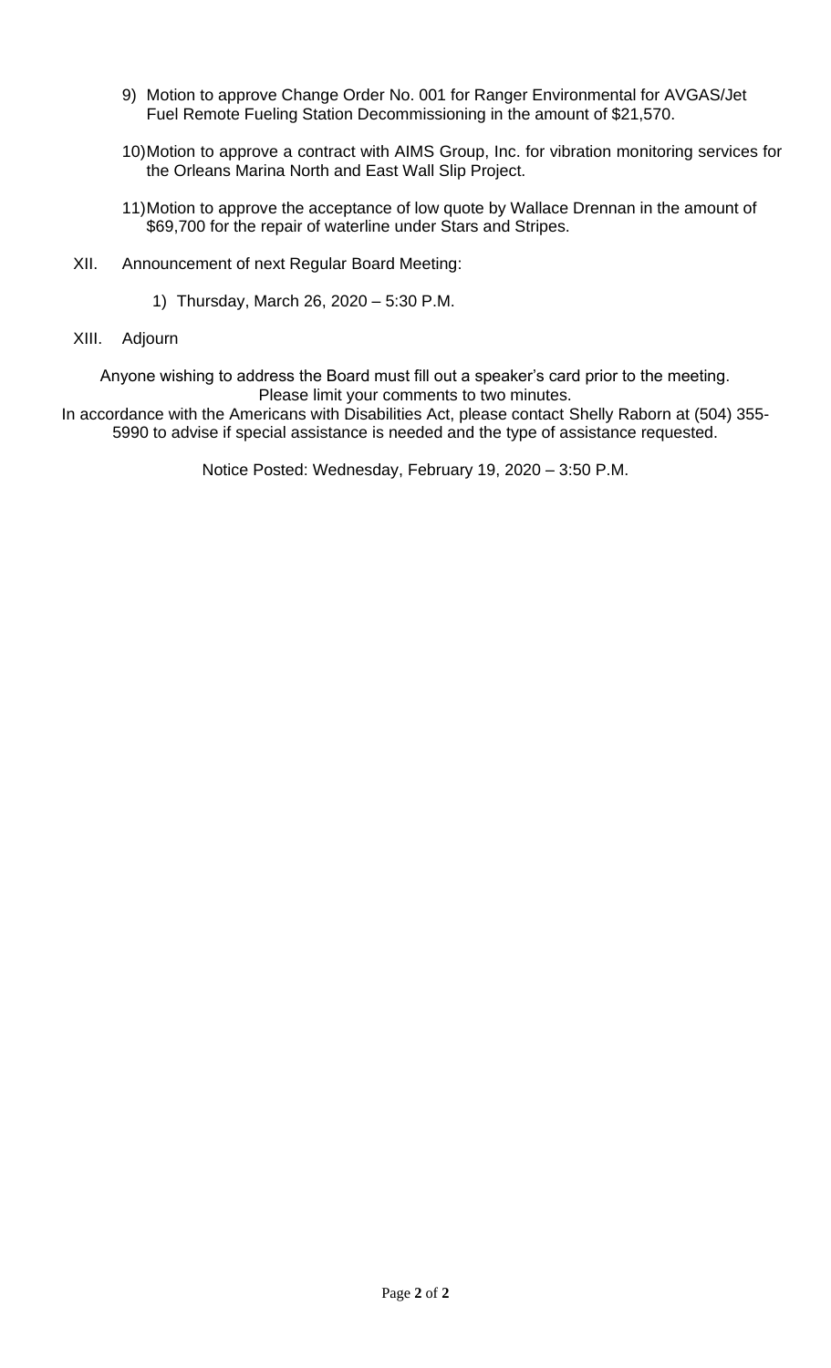9) Motion to approve Change Order No. 001 for Ranger Environmental for AVGAS/Jet Fuel Remote Fueling Station Decommissioning in the amount of $21,570.

10) Motion to approve a contract with AIMS Group, Inc. for vibration monitoring services for the Orleans Marina North and East Wall Slip Project.

11) Motion to approve the acceptance of low quote by Wallace Drennan in the amount of $69,700 for the repair of waterline under Stars and Stripes.

XII. Announcement of next Regular Board Meeting:

1) Thursday, March 26, 2020 – 5:30 P.M.

XIII. Adjourn

Anyone wishing to address the Board must fill out a speaker's card prior to the meeting. Please limit your comments to two minutes.

In accordance with the Americans with Disabilities Act, please contact Shelly Raborn at (504) 355-5990 to advise if special assistance is needed and the type of assistance requested.

Notice Posted: Wednesday, February 19, 2020 – 3:50 P.M.